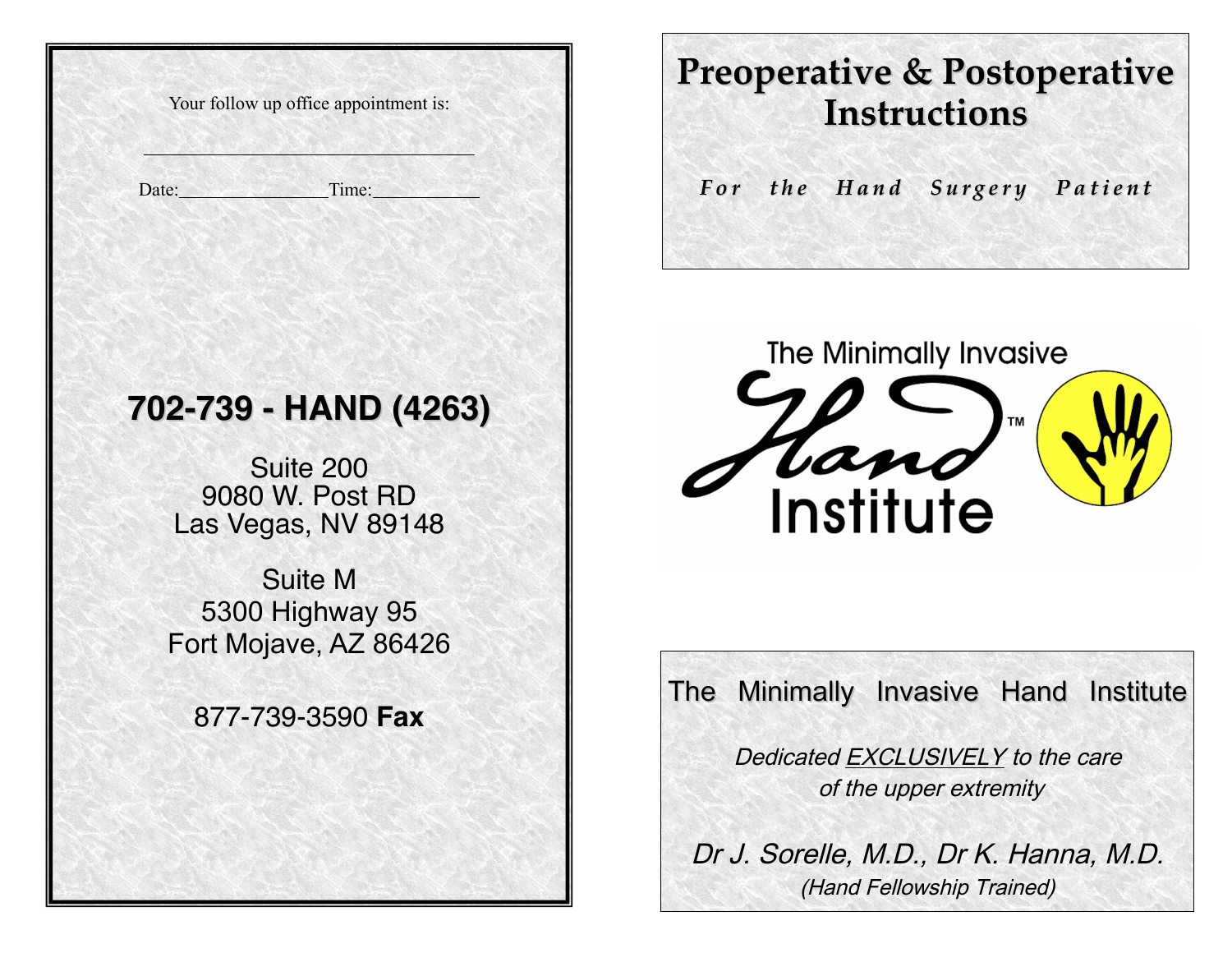Your follow up office appointment is:

\_\_\_\_\_\_\_\_\_\_\_\_\_\_\_\_\_\_\_\_\_\_\_\_\_\_\_\_\_\_\_\_\_\_\_\_

Date:\_\_\_\_\_\_\_\_\_\_\_\_\_\_\_\_ Time:\_\_\_\_\_\_\_\_\_\_\_

**702-739 - HAND (4263)**

Suite 200
9080 W. Post RD
Las Vegas, NV 89148

Suite M
5300 Highway 95
Fort Mojave, AZ 86426

877-739-3590 **Fax**

# Preoperative & Postoperative Instructions

***For the Hand Surgery Patient***

The Minimally Invasive Hand™ Institute

The Minimally Invasive Hand Institute

*Dedicated EXCLUSIVELY to the care of the upper extremity*

*Dr J. Sorelle, M.D., Dr K. Hanna, M.D.*

*(Hand Fellowship Trained)*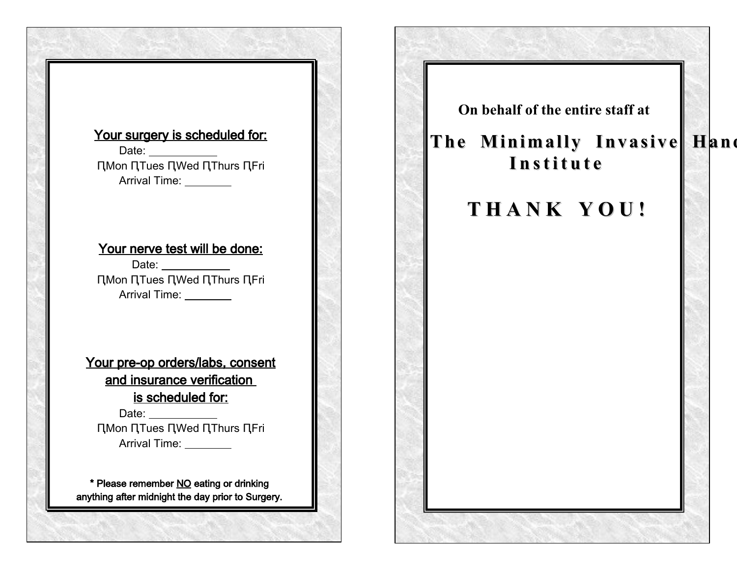**Your surgery is scheduled for:**

Date: ___________

Ţ Mon Ţ Tues Ţ Wed Ţ Thurs Ţ Fri

Arrival Time: ________

**Your nerve test will be done:**

Date: ___________

Ţ Mon Ţ Tues Ţ Wed Ţ Thurs Ţ Fri

Arrival Time: ________

**Your pre-op orders/labs, consent and insurance verification is scheduled for:**

Date: ___________

Ţ Mon Ţ Tues Ţ Wed Ţ Thurs Ţ Fri

Arrival Time: ________

**\* Please remember NO eating or drinking anything after midnight the day prior to Surgery.**

**On behalf of the entire staff at**

**The Minimally Invasive Hand Institute**

# THANK YOU!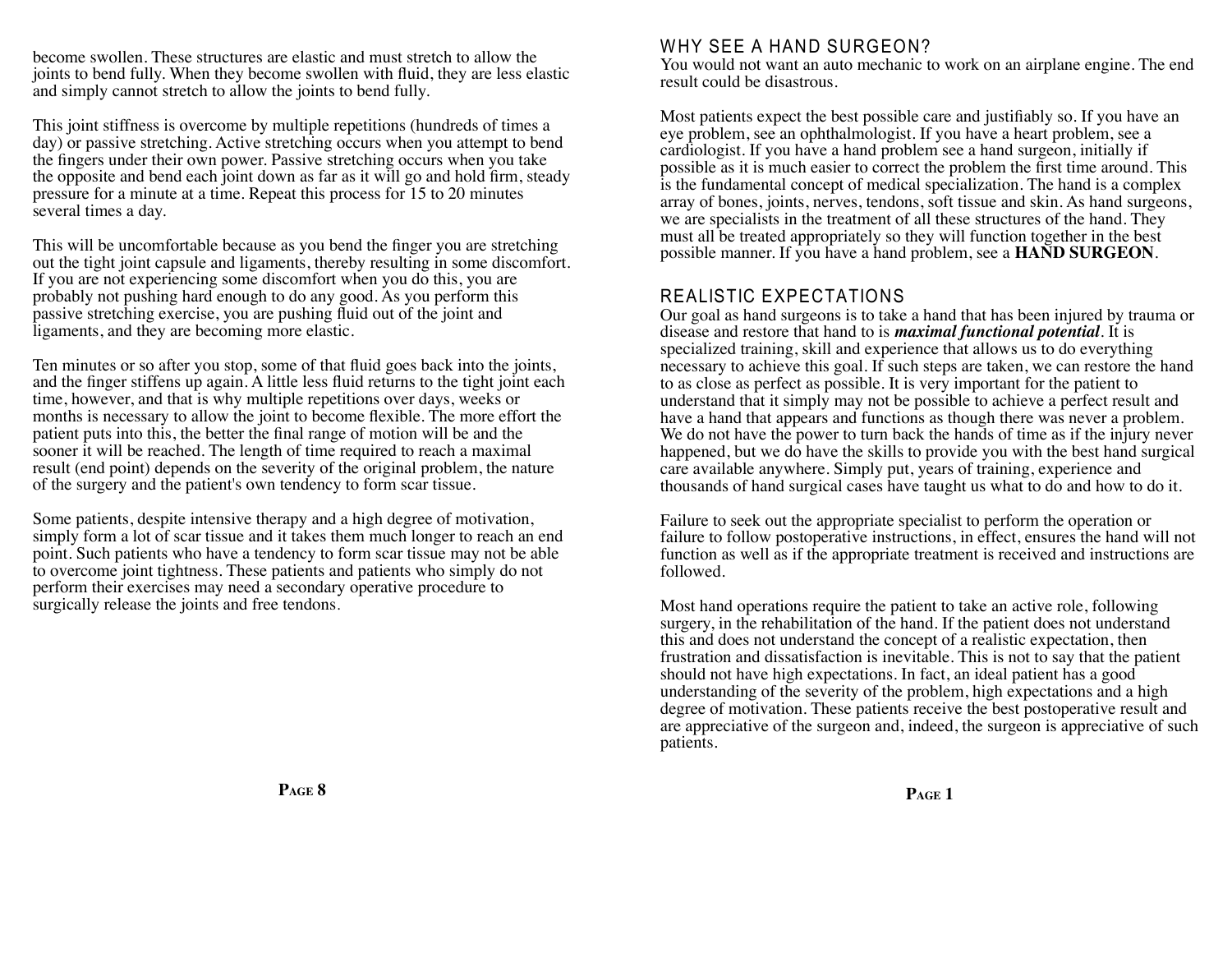become swollen. These structures are elastic and must stretch to allow the joints to bend fully. When they become swollen with fluid, they are less elastic and simply cannot stretch to allow the joints to bend fully.

This joint stiffness is overcome by multiple repetitions (hundreds of times a day) or passive stretching. Active stretching occurs when you attempt to bend the fingers under their own power. Passive stretching occurs when you take the opposite and bend each joint down as far as it will go and hold firm, steady pressure for a minute at a time. Repeat this process for 15 to 20 minutes several times a day.

This will be uncomfortable because as you bend the finger you are stretching out the tight joint capsule and ligaments, thereby resulting in some discomfort. If you are not experiencing some discomfort when you do this, you are probably not pushing hard enough to do any good. As you perform this passive stretching exercise, you are pushing fluid out of the joint and ligaments, and they are becoming more elastic.

Ten minutes or so after you stop, some of that fluid goes back into the joints, and the finger stiffens up again. A little less fluid returns to the tight joint each time, however, and that is why multiple repetitions over days, weeks or months is necessary to allow the joint to become flexible. The more effort the patient puts into this, the better the final range of motion will be and the sooner it will be reached. The length of time required to reach a maximal result (end point) depends on the severity of the original problem, the nature of the surgery and the patient's own tendency to form scar tissue.

Some patients, despite intensive therapy and a high degree of motivation, simply form a lot of scar tissue and it takes them much longer to reach an end point. Such patients who have a tendency to form scar tissue may not be able to overcome joint tightness. These patients and patients who simply do not perform their exercises may need a secondary operative procedure to surgically release the joints and free tendons.

## WHY SEE A HAND SURGEON?

You would not want an auto mechanic to work on an airplane engine. The end result could be disastrous.

Most patients expect the best possible care and justifiably so. If you have an eye problem, see an ophthalmologist. If you have a heart problem, see a cardiologist. If you have a hand problem see a hand surgeon, initially if possible as it is much easier to correct the problem the first time around. This is the fundamental concept of medical specialization. The hand is a complex array of bones, joints, nerves, tendons, soft tissue and skin. As hand surgeons, we are specialists in the treatment of all these structures of the hand. They must all be treated appropriately so they will function together in the best possible manner. If you have a hand problem, see a **HAND SURGEON**.

## REALISTIC EXPECTATIONS

Our goal as hand surgeons is to take a hand that has been injured by trauma or disease and restore that hand to is ***maximal functional potential***. It is specialized training, skill and experience that allows us to do everything necessary to achieve this goal. If such steps are taken, we can restore the hand to as close as perfect as possible. It is very important for the patient to understand that it simply may not be possible to achieve a perfect result and have a hand that appears and functions as though there was never a problem. We do not have the power to turn back the hands of time as if the injury never happened, but we do have the skills to provide you with the best hand surgical care available anywhere. Simply put, years of training, experience and thousands of hand surgical cases have taught us what to do and how to do it.

Failure to seek out the appropriate specialist to perform the operation or failure to follow postoperative instructions, in effect, ensures the hand will not function as well as if the appropriate treatment is received and instructions are followed.

Most hand operations require the patient to take an active role, following surgery, in the rehabilitation of the hand. If the patient does not understand this and does not understand the concept of a realistic expectation, then frustration and dissatisfaction is inevitable. This is not to say that the patient should not have high expectations. In fact, an ideal patient has a good understanding of the severity of the problem, high expectations and a high degree of motivation. These patients receive the best postoperative result and are appreciative of the surgeon and, indeed, the surgeon is appreciative of such patients.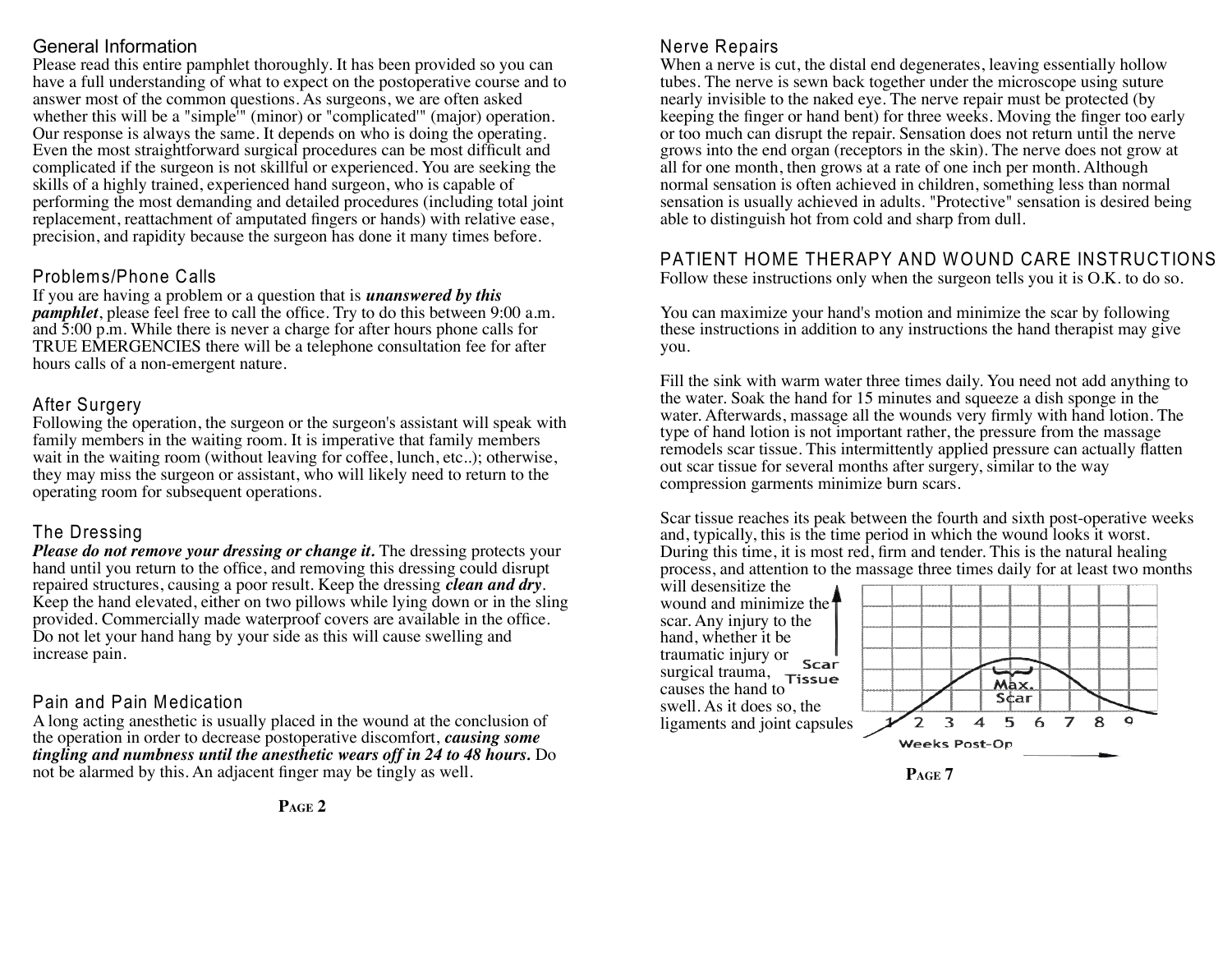## General Information

Please read this entire pamphlet thoroughly. It has been provided so you can have a full understanding of what to expect on the postoperative course and to answer most of the common questions. As surgeons, we are often asked whether this will be a "simple'" (minor) or "complicated'" (major) operation. Our response is always the same. It depends on who is doing the operating. Even the most straightforward surgical procedures can be most difficult and complicated if the surgeon is not skillful or experienced. You are seeking the skills of a highly trained, experienced hand surgeon, who is capable of performing the most demanding and detailed procedures (including total joint replacement, reattachment of amputated fingers or hands) with relative ease, precision, and rapidity because the surgeon has done it many times before.

## Problems/Phone Calls

If you are having a problem or a question that is ***unanswered by this pamphlet***, please feel free to call the office. Try to do this between 9:00 a.m. and 5:00 p.m. While there is never a charge for after hours phone calls for TRUE EMERGENCIES there will be a telephone consultation fee for after hours calls of a non-emergent nature.

## After Surgery

Following the operation, the surgeon or the surgeon's assistant will speak with family members in the waiting room. It is imperative that family members wait in the waiting room (without leaving for coffee, lunch, etc..); otherwise, they may miss the surgeon or assistant, who will likely need to return to the operating room for subsequent operations.

## The Dressing

***Please do not remove your dressing or change it.*** The dressing protects your hand until you return to the office, and removing this dressing could disrupt repaired structures, causing a poor result. Keep the dressing ***clean and dry***. Keep the hand elevated, either on two pillows while lying down or in the sling provided. Commercially made waterproof covers are available in the office. Do not let your hand hang by your side as this will cause swelling and increase pain.

## Pain and Pain Medication

A long acting anesthetic is usually placed in the wound at the conclusion of the operation in order to decrease postoperative discomfort, ***causing some tingling and numbness until the anesthetic wears off in 24 to 48 hours.*** Do not be alarmed by this. An adjacent finger may be tingly as well.

## Nerve Repairs

When a nerve is cut, the distal end degenerates, leaving essentially hollow tubes. The nerve is sewn back together under the microscope using suture nearly invisible to the naked eye. The nerve repair must be protected (by keeping the finger or hand bent) for three weeks. Moving the finger too early or too much can disrupt the repair. Sensation does not return until the nerve grows into the end organ (receptors in the skin). The nerve does not grow at all for one month, then grows at a rate of one inch per month. Although normal sensation is often achieved in children, something less than normal sensation is usually achieved in adults. "Protective" sensation is desired being able to distinguish hot from cold and sharp from dull.

## PATIENT HOME THERAPY AND WOUND CARE INSTRUCTIONS

Follow these instructions only when the surgeon tells you it is O.K. to do so.

You can maximize your hand's motion and minimize the scar by following these instructions in addition to any instructions the hand therapist may give you.

Fill the sink with warm water three times daily. You need not add anything to the water. Soak the hand for 15 minutes and squeeze a dish sponge in the water. Afterwards, massage all the wounds very firmly with hand lotion. The type of hand lotion is not important rather, the pressure from the massage remodels scar tissue. This intermittently applied pressure can actually flatten out scar tissue for several months after surgery, similar to the way compression garments minimize burn scars.

Scar tissue reaches its peak between the fourth and sixth post-operative weeks and, typically, this is the time period in which the wound looks it worst. During this time, it is most red, firm and tender. This is the natural healing process, and attention to the massage three times daily for at least two months will desensitize the wound and minimize the scar. Any injury to the hand, whether it be traumatic injury or surgical trauma, causes the hand to swell. As it does so, the ligaments and joint capsules

Scar Tissue — Max. Scar — Weeks Post-Op: 1 2 3 4 5 6 7 8 9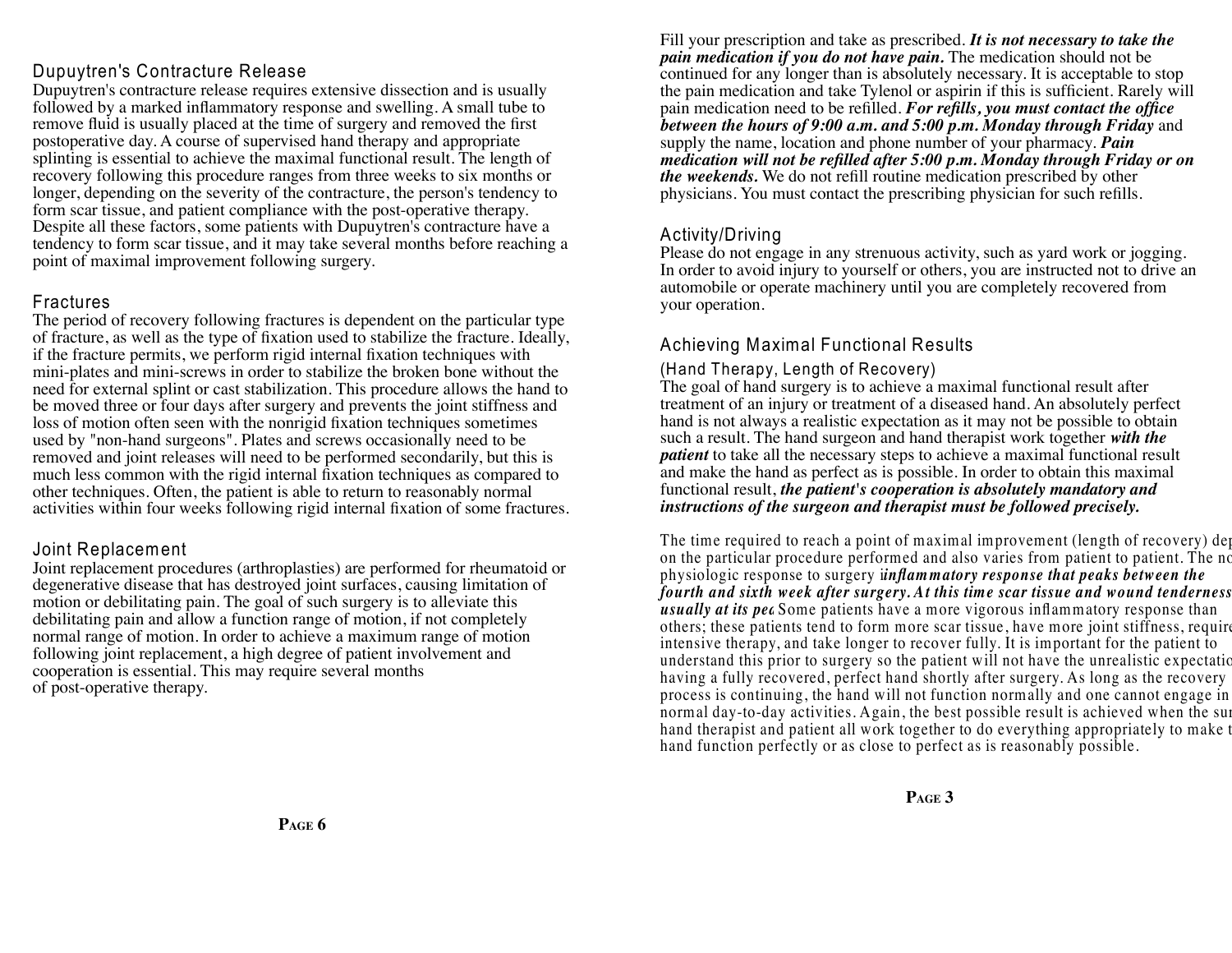## Dupuytren's Contracture Release

Dupuytren's contracture release requires extensive dissection and is usually followed by a marked inflammatory response and swelling. A small tube to remove fluid is usually placed at the time of surgery and removed the first postoperative day. A course of supervised hand therapy and appropriate splinting is essential to achieve the maximal functional result. The length of recovery following this procedure ranges from three weeks to six months or longer, depending on the severity of the contracture, the person's tendency to form scar tissue, and patient compliance with the post-operative therapy. Despite all these factors, some patients with Dupuytren's contracture have a tendency to form scar tissue, and it may take several months before reaching a point of maximal improvement following surgery.

## Fractures

The period of recovery following fractures is dependent on the particular type of fracture, as well as the type of fixation used to stabilize the fracture. Ideally, if the fracture permits, we perform rigid internal fixation techniques with mini-plates and mini-screws in order to stabilize the broken bone without the need for external splint or cast stabilization. This procedure allows the hand to be moved three or four days after surgery and prevents the joint stiffness and loss of motion often seen with the nonrigid fixation techniques sometimes used by "non-hand surgeons". Plates and screws occasionally need to be removed and joint releases will need to be performed secondarily, but this is much less common with the rigid internal fixation techniques as compared to other techniques. Often, the patient is able to return to reasonably normal activities within four weeks following rigid internal fixation of some fractures.

## Joint Replacement

Joint replacement procedures (arthroplasties) are performed for rheumatoid or degenerative disease that has destroyed joint surfaces, causing limitation of motion or debilitating pain. The goal of such surgery is to alleviate this debilitating pain and allow a function range of motion, if not completely normal range of motion. In order to achieve a maximum range of motion following joint replacement, a high degree of patient involvement and cooperation is essential. This may require several months of post-operative therapy.

Fill your prescription and take as prescribed. ***It is not necessary to take the pain medication if you do not have pain.*** The medication should not be continued for any longer than is absolutely necessary. It is acceptable to stop the pain medication and take Tylenol or aspirin if this is sufficient. Rarely will pain medication need to be refilled. ***For refills, you must contact the office between the hours of 9:00 a.m. and 5:00 p.m. Monday through Friday*** and supply the name, location and phone number of your pharmacy. ***Pain medication will not be refilled after 5:00 p.m. Monday through Friday or on the weekends.*** We do not refill routine medication prescribed by other physicians. You must contact the prescribing physician for such refills.

## Activity/Driving

Please do not engage in any strenuous activity, such as yard work or jogging. In order to avoid injury to yourself or others, you are instructed not to drive an automobile or operate machinery until you are completely recovered from your operation.

## Achieving Maximal Functional Results

### (Hand Therapy, Length of Recovery)

The goal of hand surgery is to achieve a maximal functional result after treatment of an injury or treatment of a diseased hand. An absolutely perfect hand is not always a realistic expectation as it may not be possible to obtain such a result. The hand surgeon and hand therapist work together ***with the patient*** to take all the necessary steps to achieve a maximal functional result and make the hand as perfect as is possible. In order to obtain this maximal functional result, ***the patient's cooperation is absolutely mandatory and instructions of the surgeon and therapist must be followed precisely.***

The time required to reach a point of maximal improvement (length of recovery) dep on the particular procedure performed and also varies from patient to patient. The no physiologic response to surgery i***inflammatory response that peaks between the fourth and sixth week after surgery. At this time scar tissue and wound tenderness usually at its pea*** Some patients have a more vigorous inflammatory response than others; these patients tend to form more scar tissue, have more joint stiffness, require intensive therapy, and take longer to recover fully. It is important for the patient to understand this prior to surgery so the patient will not have the unrealistic expectatio having a fully recovered, perfect hand shortly after surgery. As long as the recovery process is continuing, the hand will not function normally and one cannot engage in normal day-to-day activities. Again, the best possible result is achieved when the sur hand therapist and patient all work together to do everything appropriately to make t hand function perfectly or as close to perfect as is reasonably possible.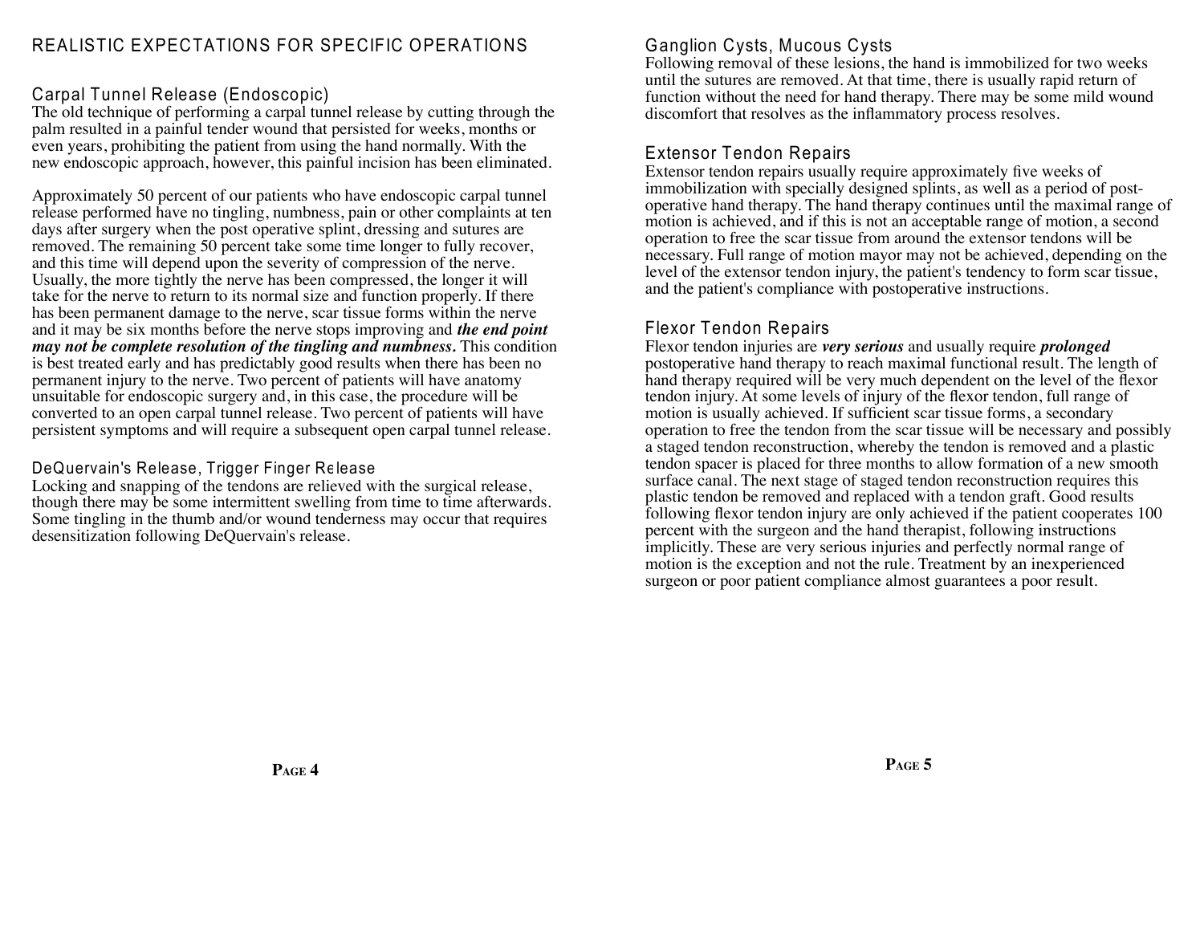# REALISTIC EXPECTATIONS FOR SPECIFIC OPERATIONS

## Carpal Tunnel Release (Endoscopic)

The old technique of performing a carpal tunnel release by cutting through the palm resulted in a painful tender wound that persisted for weeks, months or even years, prohibiting the patient from using the hand normally. With the new endoscopic approach, however, this painful incision has been eliminated.

Approximately 50 percent of our patients who have endoscopic carpal tunnel release performed have no tingling, numbness, pain or other complaints at ten days after surgery when the post operative splint, dressing and sutures are removed. The remaining 50 percent take some time longer to fully recover, and this time will depend upon the severity of compression of the nerve. Usually, the more tightly the nerve has been compressed, the longer it will take for the nerve to return to its normal size and function properly. If there has been permanent damage to the nerve, scar tissue forms within the nerve and it may be six months before the nerve stops improving and ***the end point may not be complete resolution of the tingling and numbness.*** This condition is best treated early and has predictably good results when there has been no permanent injury to the nerve. Two percent of patients will have anatomy unsuitable for endoscopic surgery and, in this case, the procedure will be converted to an open carpal tunnel release. Two percent of patients will have persistent symptoms and will require a subsequent open carpal tunnel release.

## DeQuervain's Release, Trigger Finger Release

Locking and snapping of the tendons are relieved with the surgical release, though there may be some intermittent swelling from time to time afterwards. Some tingling in the thumb and/or wound tenderness may occur that requires desensitization following DeQuervain's release.

## Ganglion Cysts, Mucous Cysts

Following removal of these lesions, the hand is immobilized for two weeks until the sutures are removed. At that time, there is usually rapid return of function without the need for hand therapy. There may be some mild wound discomfort that resolves as the inflammatory process resolves.

## Extensor Tendon Repairs

Extensor tendon repairs usually require approximately five weeks of immobilization with specially designed splints, as well as a period of post-operative hand therapy. The hand therapy continues until the maximal range of motion is achieved, and if this is not an acceptable range of motion, a second operation to free the scar tissue from around the extensor tendons will be necessary. Full range of motion mayor may not be achieved, depending on the level of the extensor tendon injury, the patient's tendency to form scar tissue, and the patient's compliance with postoperative instructions.

## Flexor Tendon Repairs

Flexor tendon injuries are ***very serious*** and usually require ***prolonged*** postoperative hand therapy to reach maximal functional result. The length of hand therapy required will be very much dependent on the level of the flexor tendon injury. At some levels of injury of the flexor tendon, full range of motion is usually achieved. If sufficient scar tissue forms, a secondary operation to free the tendon from the scar tissue will be necessary and possibly a staged tendon reconstruction, whereby the tendon is removed and a plastic tendon spacer is placed for three months to allow formation of a new smooth surface canal. The next stage of staged tendon reconstruction requires this plastic tendon be removed and replaced with a tendon graft. Good results following flexor tendon injury are only achieved if the patient cooperates 100 percent with the surgeon and the hand therapist, following instructions implicitly. These are very serious injuries and perfectly normal range of motion is the exception and not the rule. Treatment by an inexperienced surgeon or poor patient compliance almost guarantees a poor result.